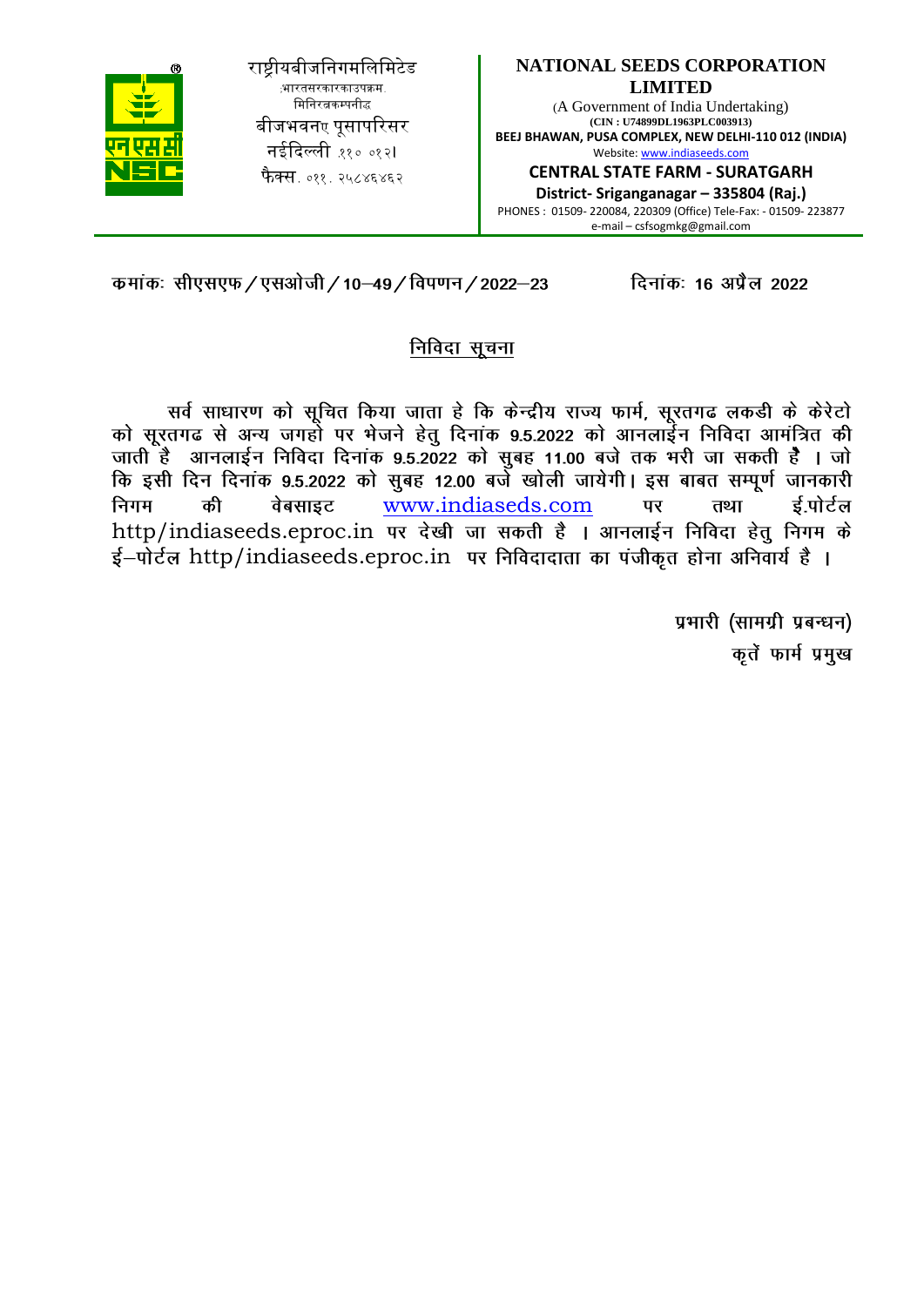राष्ट्रीयबीजनिगमलिमिटेड
;भारतसरकारकाउपक्रम.
मिनिरत्नकम्पनीद्ध
बीजभवनए पूसापरिसर
नईदिल्ली .११० ०१२।
फैक्स. ०११. २५८४६४६२

**NATIONAL SEEDS CORPORATION LIMITED**
(A Government of India Undertaking)
**(CIN : U74899DL1963PLC003913)**
**BEEJ BHAWAN, PUSA COMPLEX, NEW DELHI-110 012 (INDIA)**
Website: www.indiaseeds.com

**CENTRAL STATE FARM - SURATGARH**
**District- Sriganganagar – 335804 (Raj.)**
PHONES : 01509- 220084, 220309 (Office) Tele-Fax: - 01509- 223877
e-mail – csfsogmkg@gmail.com

**कमांकः सीएसएफ/एसओजी/10–49/विपणन/2022–23** **दिनांकः 16 अप्रैल 2022**

## निविदा सूचना

सर्व साधारण को सूचित किया जाता हे कि केन्द्रीय राज्य फार्म, सूरतगढ लकडी के केरेटो को सूरतगढ से अन्य जगहो पर भेजने हेतु दिनांक **9.5.2022** को आनलाईन निविदा आमंत्रित की जाती है आनलाईन निविदा दिनांक **9.5.2022** को सुबह **11.00** बजे तक भरी जा सकती है । जो कि इसी दिन दिनांक **9.5.2022** को सुबह **12.00** बजे खोली जायेगी। इस बाबत सम्पूर्ण जानकारी निगम की वेबसाइट www.indiaseds.com पर तथा ई.पोर्टल http/indiaseeds.eproc.in पर देखी जा सकती है । आनलाईन निविदा हेतु निगम के ई–पोर्टल http/indiaseeds.eproc.in पर निविदादाता का पंजीकृत होना अनिवार्य है ।

प्रभारी (सामग्री प्रबन्धन)
कृते फार्म प्रमुख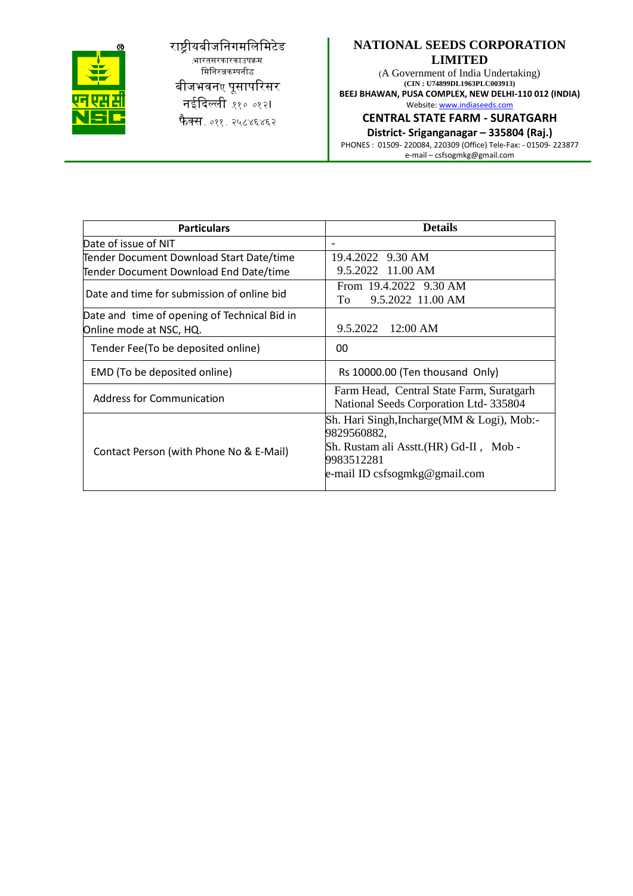राष्ट्रीयबीजनिगमलिमिटेड
:भारतसरकारकाउपक्रम.
मिनिरत्नकम्पनीद्ध
बीजभवनए पूसापरिसर
नईदिल्ली .११० ०१२।
फैक्स. ०११. २५८४६४६२

**NATIONAL SEEDS CORPORATION LIMITED**
(A Government of India Undertaking)
**(CIN : U74899DL1963PLC003913)**
**BEEJ BHAWAN, PUSA COMPLEX, NEW DELHI-110 012 (INDIA)**
Website: www.indiaseeds.com

**CENTRAL STATE FARM - SURATGARH**
**District- Sriganganagar – 335804 (Raj.)**
PHONES : 01509- 220084, 220309 (Office) Tele-Fax: - 01509- 223877
e-mail – csfsogmkg@gmail.com

| Particulars | Details |
|---|---|
| Date of issue of NIT | - |
| Tender Document Download Start Date/time<br>Tender Document Download End Date/time | 19.4.2022 9.30 AM<br>9.5.2022 11.00 AM |
| Date and time for submission of online bid | From 19.4.2022 9.30 AM<br>To 9.5.2022 11.00 AM |
| Date and time of opening of Technical Bid in Online mode at NSC, HQ. | 9.5.2022 12:00 AM |
| Tender Fee(To be deposited online) | 00 |
| EMD (To be deposited online) | Rs 10000.00 (Ten thousand Only) |
| Address for Communication | Farm Head, Central State Farm, Suratgarh<br>National Seeds Corporation Ltd- 335804 |
| Contact Person (with Phone No & E-Mail) | Sh. Hari Singh,Incharge(MM & Logi), Mob:- 9829560882,<br>Sh. Rustam ali Asstt.(HR) Gd-II , Mob - 9983512281<br>e-mail ID csfsogmkg@gmail.com |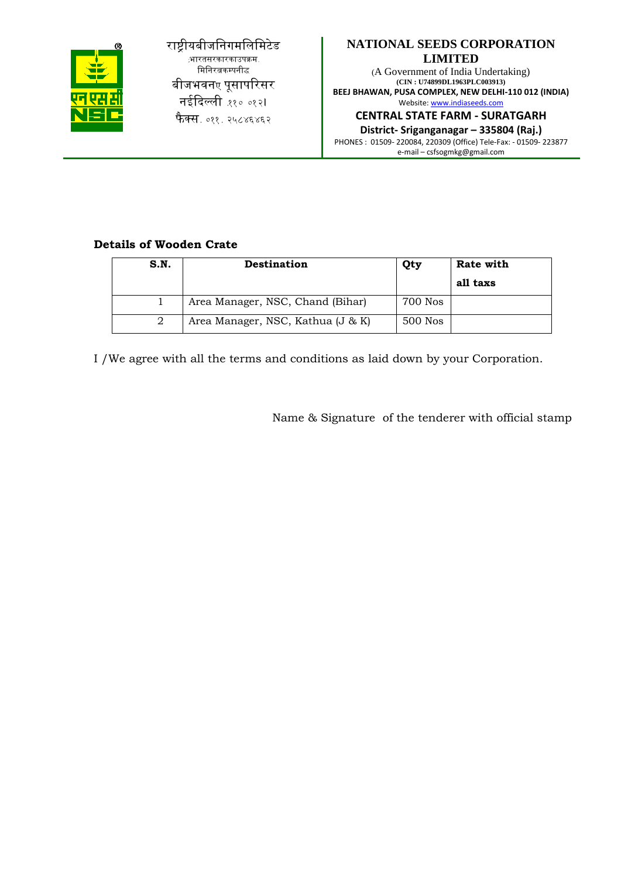राष्ट्रीयबीजनिगमलिमिटेड
:भारतसरकारकाउपक्रम.
मिनिरत्नकम्पनीद्ध
बीजभवनए पूसापरिसर
नईदिल्ली .११० ०१२।
फैक्स. ०११. २५८४६४६२

**NATIONAL SEEDS CORPORATION LIMITED**
(A Government of India Undertaking)
**(CIN : U74899DL1963PLC003913)**
**BEEJ BHAWAN, PUSA COMPLEX, NEW DELHI-110 012 (INDIA)**
Website: www.indiaseeds.com

**CENTRAL STATE FARM - SURATGARH**
**District- Sriganganagar – 335804 (Raj.)**
PHONES : 01509- 220084, 220309 (Office) Tele-Fax: - 01509- 223877
e-mail – csfsogmkg@gmail.com

**Details of Wooden Crate**

| S.N. | Destination | Qty | Rate with all taxs |
|---|---|---|---|
| 1 | Area Manager, NSC, Chand (Bihar) | 700 Nos | |
| 2 | Area Manager, NSC, Kathua (J & K) | 500 Nos | |

I /We agree with all the terms and conditions as laid down by your Corporation.

Name & Signature of the tenderer with official stamp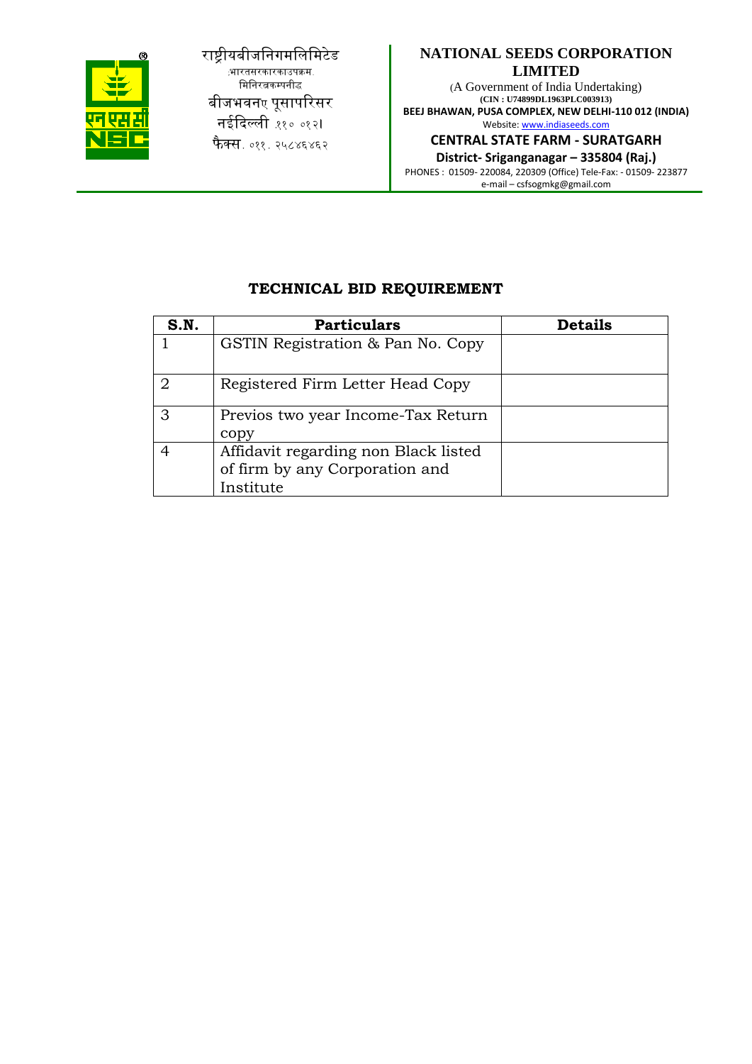राष्ट्रीयबीजनिगमलिमिटेड
;भारतसरकारकाउपक्रम.
मिनिरत्नकम्पनीद्ध
बीजभवनए पूसापरिसर
नईदिल्ली .११० ०१२।
फैक्स. ०११. २५८४६४६२

**NATIONAL SEEDS CORPORATION LIMITED**
(A Government of India Undertaking)
**(CIN : U74899DL1963PLC003913)**
**BEEJ BHAWAN, PUSA COMPLEX, NEW DELHI-110 012 (INDIA)**
Website: www.indiaseeds.com

**CENTRAL STATE FARM - SURATGARH**
**District- Sriganganagar – 335804 (Raj.)**
PHONES : 01509- 220084, 220309 (Office) Tele-Fax: - 01509- 223877
e-mail – csfsogmkg@gmail.com

## TECHNICAL BID REQUIREMENT

| S.N. | Particulars | Details |
|---|---|---|
| 1 | GSTIN Registration & Pan No. Copy | |
| 2 | Registered Firm Letter Head Copy | |
| 3 | Previos two year Income-Tax Return copy | |
| 4 | Affidavit regarding non Black listed of firm by any Corporation and Institute | |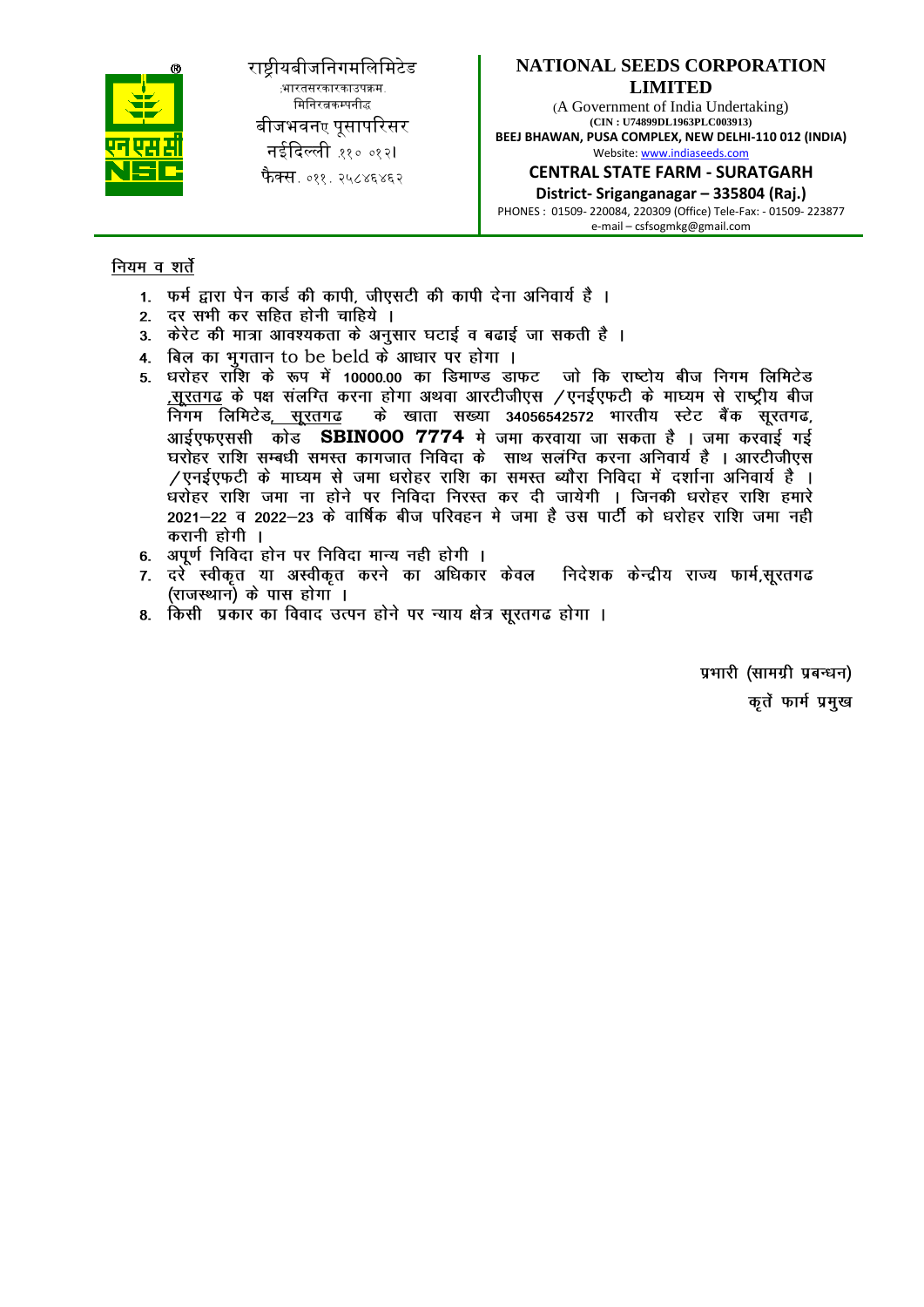राष्ट्रीयबीजनिगमलिमिटेड
:भारतसरकारकाउपक्रम.
मिनिरत्नकम्पनीः
बीजभवनए पूसापरिसर
नईदिल्ली .११० ०१२।
फैक्स. ०११. २५८४६४६२

**NATIONAL SEEDS CORPORATION LIMITED**

(A Government of India Undertaking)
**(CIN : U74899DL1963PLC003913)**
**BEEJ BHAWAN, PUSA COMPLEX, NEW DELHI-110 012 (INDIA)**
Website: www.indiaseeds.com

**CENTRAL STATE FARM - SURATGARH**

**District- Sriganganagar – 335804 (Raj.)**

PHONES : 01509- 220084, 220309 (Office) Tele-Fax: - 01509- 223877
e-mail – csfsogmkg@gmail.com

नियम व शर्ते

1. फर्म द्वारा पेन कार्ड की कापी, जीएसटी की कापी देना अनिवार्य है ।
2. दर सभी कर सहित होनी चाहिये ।
3. केरेट की मात्रा आवश्यकता के अनुसार घटाई व बढाई जा सकती है ।
4. बिल का भुगतान to be beld के आधार पर होगा ।
5. धरोहर राशि के रूप में 10000.00 का डिमाण्ड डाफट जो कि राष्टोय बीज निगम लिमिटेड ,सूरतगढ के पक्ष संलग्ति करना होगा अथवा आरटीजीएस /एनईएफटी के माध्यम से राष्ट्रीय बीज निगम लिमिटेड, सूरतगढ के खाता सख्या 34056542572 भारतीय स्टेट बैंक सूरतगढ, आईएफएससी कोड **SBIN000 7774** मे जमा करवाया जा सकता है । जमा करवाई गई घरोहर राशि सम्बधी समस्त कागजात निविदा के साथ सलंग्ति करना अनिवार्य है । आरटीजीएस /एनईएफटी के माध्यम से जमा धरोहर राशि का समस्त ब्यौरा निविदा में दर्शाना अनिवार्य है । धरोहर राशि जमा ना होने पर निविदा निरस्त कर दी जायेगी । जिनकी धरोहर राशि हमारे 2021–22 व 2022–23 के वार्षिक बीज परिवहन मे जमा है उस पार्टी को धरोहर राशि जमा नही करानी होगी ।
6. अपूर्ण निविदा होन पर निविदा मान्य नही होगी ।
7. दरे स्वीकृत या अस्वीकृत करने का अधिकार केवल निदेशक केन्द्रीय राज्य फार्म,सूरतगढ (राजस्थान) के पास होगा ।
8. किसी प्रकार का विवाद उत्पन होने पर न्याय क्षेत्र सूरतगढ होगा ।

प्रभारी (सामग्री प्रबन्धन)
कृते फार्म प्रमुख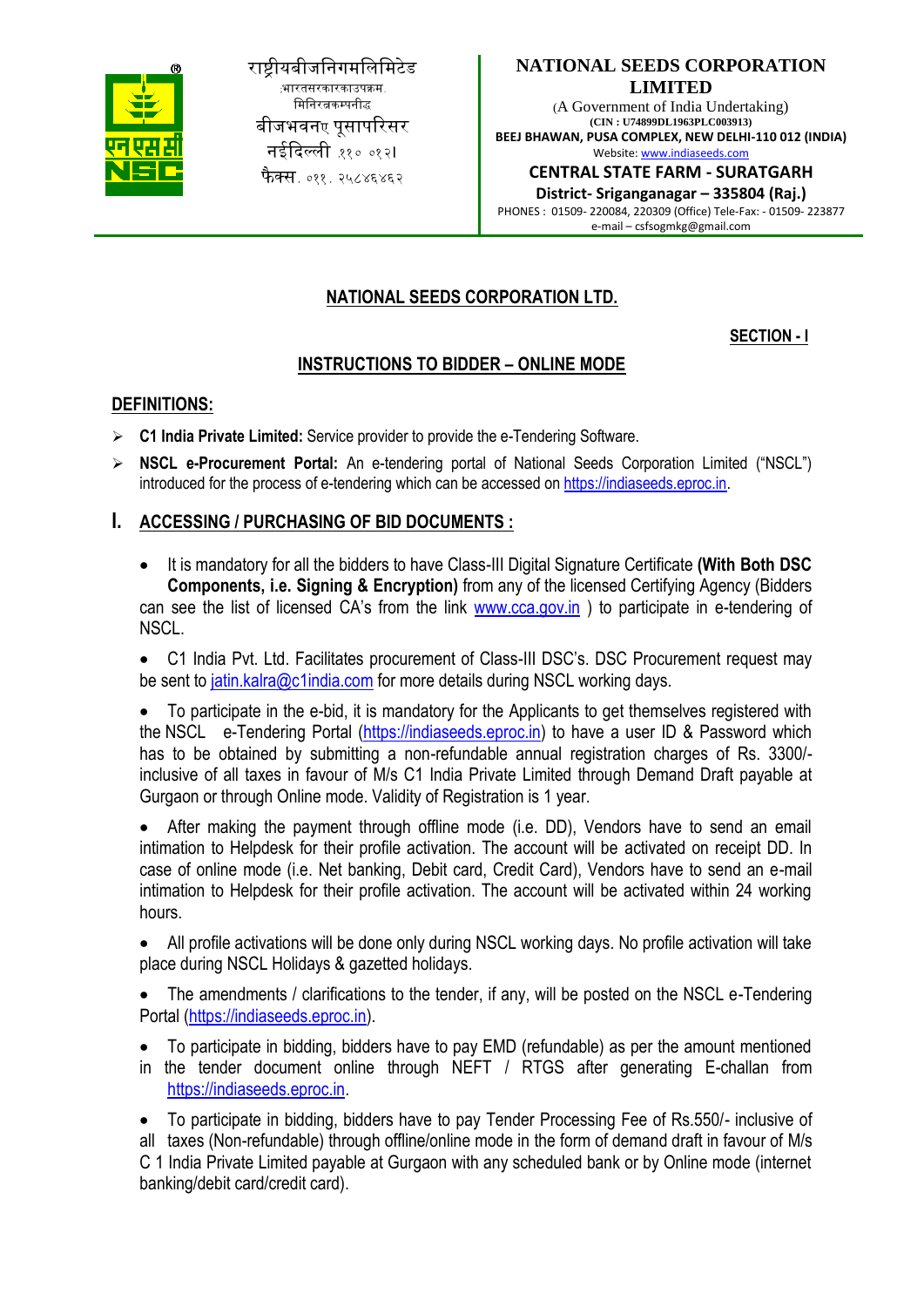राष्ट्रीयबीजनिगमलिमिटेड
(भारतसरकारकाउपक्रम)
मिनिरत्नकम्पनी
बीजभवन, पूसापरिसर
नईदिल्ली ११० ०१२।
फैक्स. ०११. २५८४६४६२

**NATIONAL SEEDS CORPORATION LIMITED**
(A Government of India Undertaking)
**(CIN : U74899DL1963PLC003913)**
**BEEJ BHAWAN, PUSA COMPLEX, NEW DELHI-110 012 (INDIA)**
Website: www.indiaseeds.com
**CENTRAL STATE FARM - SURATGARH**
**District- Sriganganagar – 335804 (Raj.)**
PHONES : 01509- 220084, 220309 (Office) Tele-Fax: - 01509- 223877
e-mail – csfsogmkg@gmail.com

## NATIONAL SEEDS CORPORATION LTD.

**SECTION - I**

## INSTRUCTIONS TO BIDDER – ONLINE MODE

### DEFINITIONS:

- **C1 India Private Limited:** Service provider to provide the e-Tendering Software.
- **NSCL e-Procurement Portal:** An e-tendering portal of National Seeds Corporation Limited ("NSCL") introduced for the process of e-tendering which can be accessed on https://indiaseeds.eproc.in.

### I. ACCESSING / PURCHASING OF BID DOCUMENTS :

- It is mandatory for all the bidders to have Class-III Digital Signature Certificate **(With Both DSC Components, i.e. Signing & Encryption)** from any of the licensed Certifying Agency (Bidders can see the list of licensed CA's from the link www.cca.gov.in ) to participate in e-tendering of NSCL.
- C1 India Pvt. Ltd. Facilitates procurement of Class-III DSC's. DSC Procurement request may be sent to jatin.kalra@c1india.com for more details during NSCL working days.
- To participate in the e-bid, it is mandatory for the Applicants to get themselves registered with the NSCL e-Tendering Portal (https://indiaseeds.eproc.in) to have a user ID & Password which has to be obtained by submitting a non-refundable annual registration charges of Rs. 3300/- inclusive of all taxes in favour of M/s C1 India Private Limited through Demand Draft payable at Gurgaon or through Online mode. Validity of Registration is 1 year.
- After making the payment through offline mode (i.e. DD), Vendors have to send an email intimation to Helpdesk for their profile activation. The account will be activated on receipt DD. In case of online mode (i.e. Net banking, Debit card, Credit Card), Vendors have to send an e-mail intimation to Helpdesk for their profile activation. The account will be activated within 24 working hours.
- All profile activations will be done only during NSCL working days. No profile activation will take place during NSCL Holidays & gazetted holidays.
- The amendments / clarifications to the tender, if any, will be posted on the NSCL e-Tendering Portal (https://indiaseeds.eproc.in).
- To participate in bidding, bidders have to pay EMD (refundable) as per the amount mentioned in the tender document online through NEFT / RTGS after generating E-challan from https://indiaseeds.eproc.in.
- To participate in bidding, bidders have to pay Tender Processing Fee of Rs.550/- inclusive of all taxes (Non-refundable) through offline/online mode in the form of demand draft in favour of M/s C 1 India Private Limited payable at Gurgaon with any scheduled bank or by Online mode (internet banking/debit card/credit card).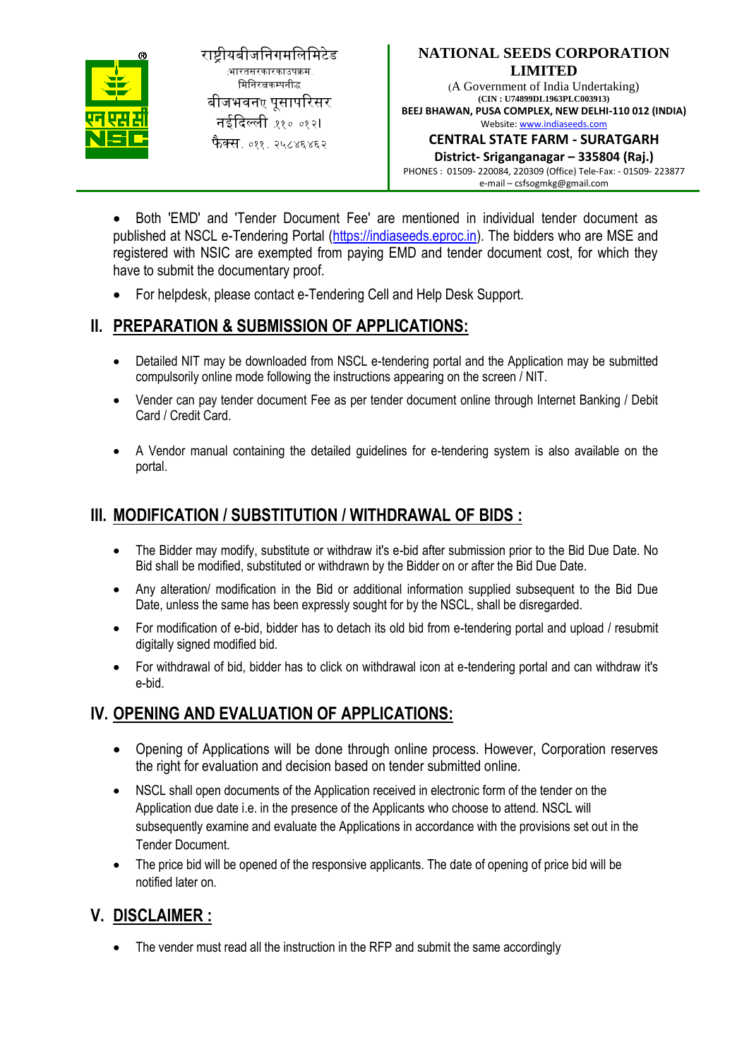- Both 'EMD' and 'Tender Document Fee' are mentioned in individual tender document as published at NSCL e-Tendering Portal (https://indiaseeds.eproc.in). The bidders who are MSE and registered with NSIC are exempted from paying EMD and tender document cost, for which they have to submit the documentary proof.
- For helpdesk, please contact e-Tendering Cell and Help Desk Support.

## II. PREPARATION & SUBMISSION OF APPLICATIONS:

- Detailed NIT may be downloaded from NSCL e-tendering portal and the Application may be submitted compulsorily online mode following the instructions appearing on the screen / NIT.
- Vender can pay tender document Fee as per tender document online through Internet Banking / Debit Card / Credit Card.
- A Vendor manual containing the detailed guidelines for e-tendering system is also available on the portal.

## III. MODIFICATION / SUBSTITUTION / WITHDRAWAL OF BIDS :

- The Bidder may modify, substitute or withdraw it's e-bid after submission prior to the Bid Due Date. No Bid shall be modified, substituted or withdrawn by the Bidder on or after the Bid Due Date.
- Any alteration/ modification in the Bid or additional information supplied subsequent to the Bid Due Date, unless the same has been expressly sought for by the NSCL, shall be disregarded.
- For modification of e-bid, bidder has to detach its old bid from e-tendering portal and upload / resubmit digitally signed modified bid.
- For withdrawal of bid, bidder has to click on withdrawal icon at e-tendering portal and can withdraw it's e-bid.

## IV. OPENING AND EVALUATION OF APPLICATIONS:

- Opening of Applications will be done through online process. However, Corporation reserves the right for evaluation and decision based on tender submitted online.
- NSCL shall open documents of the Application received in electronic form of the tender on the Application due date i.e. in the presence of the Applicants who choose to attend. NSCL will subsequently examine and evaluate the Applications in accordance with the provisions set out in the Tender Document.
- The price bid will be opened of the responsive applicants. The date of opening of price bid will be notified later on.

## V. DISCLAIMER :

- The vender must read all the instruction in the RFP and submit the same accordingly